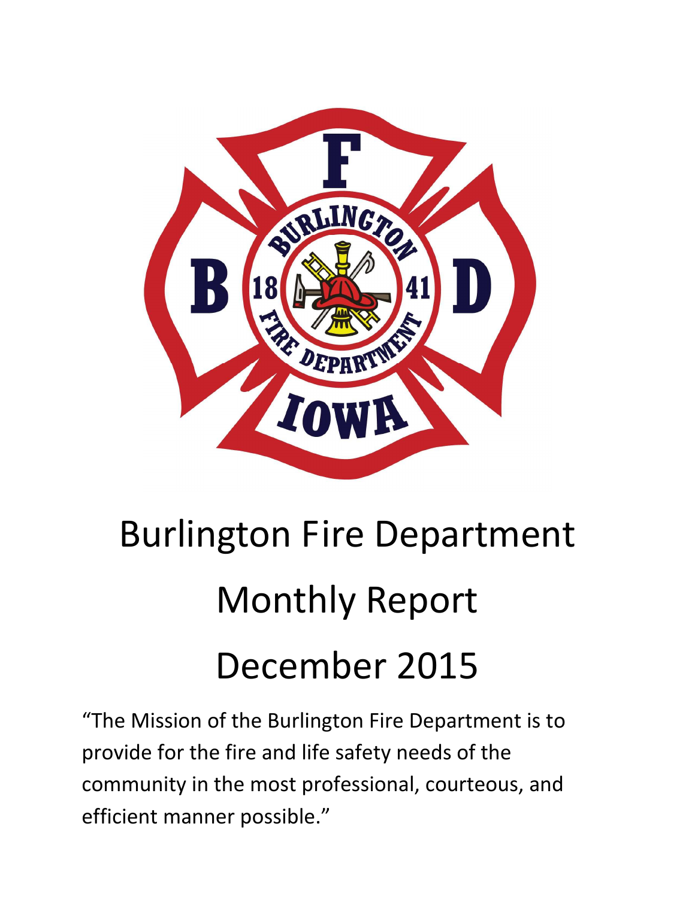# Burlington Fire Department

# Monthly Report

# December 2015

"The Mission of the Burlington Fire Department is to provide for the fire and life safety needs of the community in the most professional, courteous, and efficient manner possible."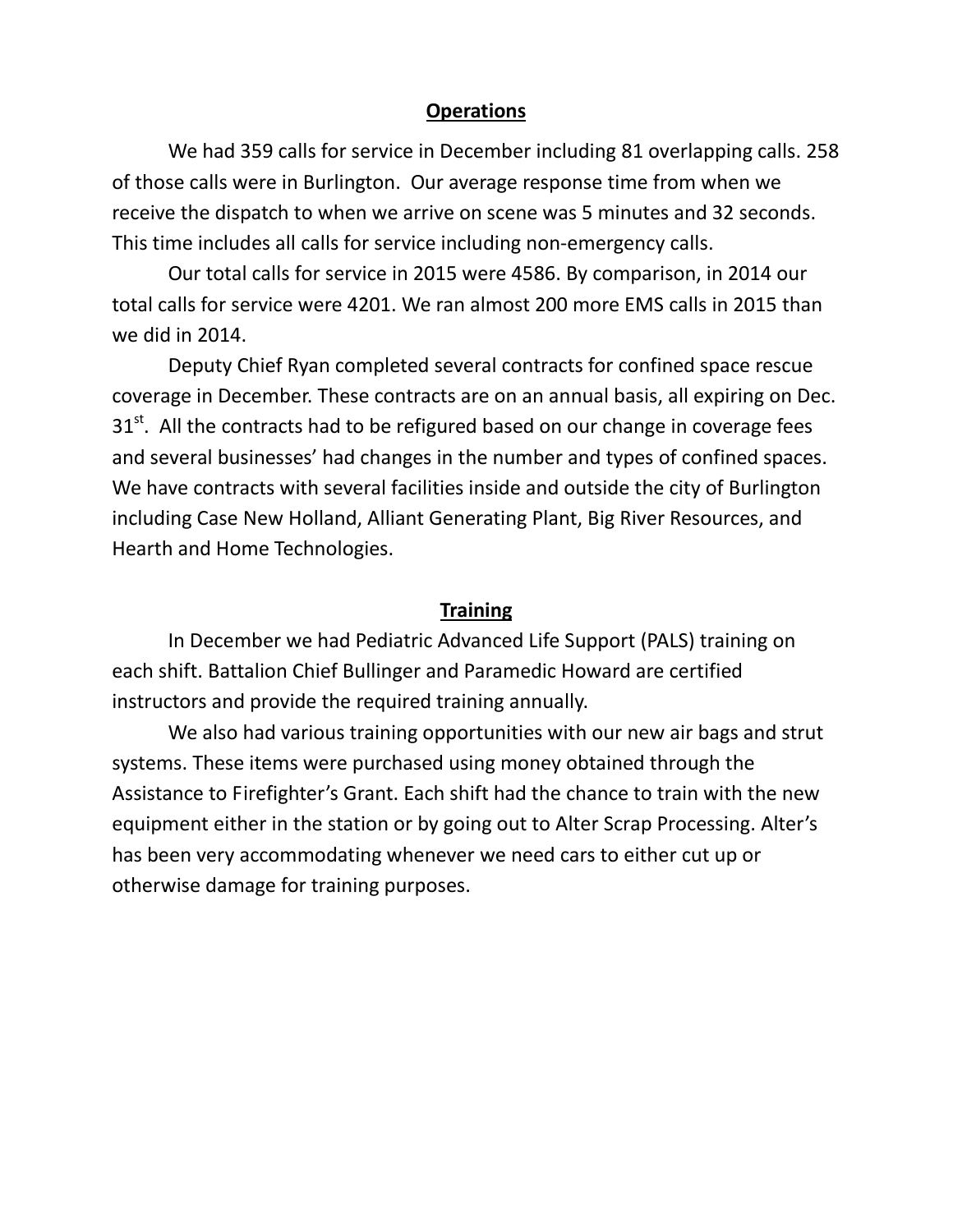## Operations

We had 359 calls for service in December including 81 overlapping calls. 258 of those calls were in Burlington. Our average response time from when we receive the dispatch to when we arrive on scene was 5 minutes and 32 seconds. This time includes all calls for service including non-emergency calls.

Our total calls for service in 2015 were 4586. By comparison, in 2014 our total calls for service were 4201. We ran almost 200 more EMS calls in 2015 than we did in 2014.

Deputy Chief Ryan completed several contracts for confined space rescue coverage in December. These contracts are on an annual basis, all expiring on Dec. 31st. All the contracts had to be refigured based on our change in coverage fees and several businesses' had changes in the number and types of confined spaces. We have contracts with several facilities inside and outside the city of Burlington including Case New Holland, Alliant Generating Plant, Big River Resources, and Hearth and Home Technologies.

## Training

In December we had Pediatric Advanced Life Support (PALS) training on each shift. Battalion Chief Bullinger and Paramedic Howard are certified instructors and provide the required training annually.

We also had various training opportunities with our new air bags and strut systems. These items were purchased using money obtained through the Assistance to Firefighter's Grant. Each shift had the chance to train with the new equipment either in the station or by going out to Alter Scrap Processing. Alter's has been very accommodating whenever we need cars to either cut up or otherwise damage for training purposes.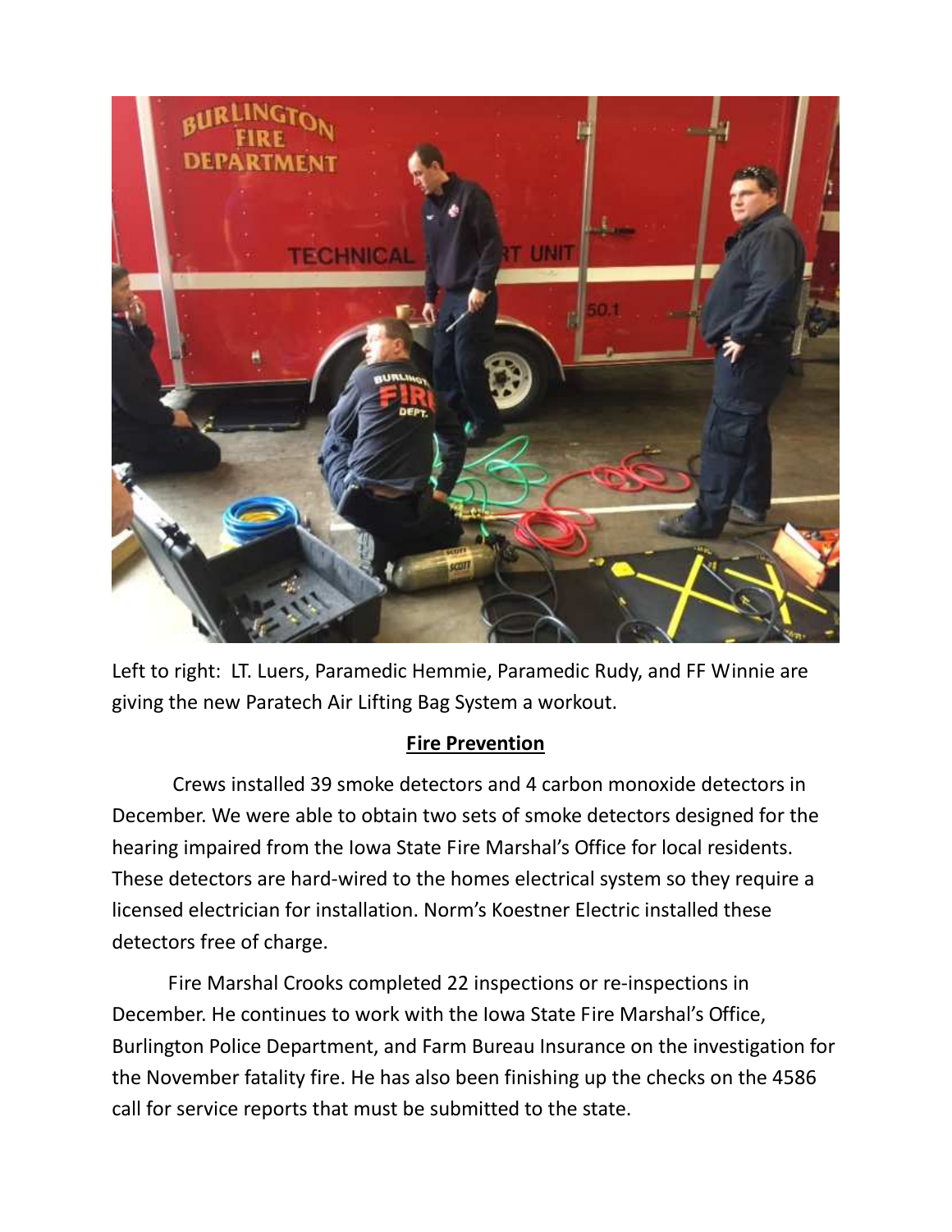Left to right: LT. Luers, Paramedic Hemmie, Paramedic Rudy, and FF Winnie are giving the new Paratech Air Lifting Bag System a workout.

## Fire Prevention

Crews installed 39 smoke detectors and 4 carbon monoxide detectors in December. We were able to obtain two sets of smoke detectors designed for the hearing impaired from the Iowa State Fire Marshal's Office for local residents. These detectors are hard-wired to the homes electrical system so they require a licensed electrician for installation. Norm's Koestner Electric installed these detectors free of charge.

Fire Marshal Crooks completed 22 inspections or re-inspections in December. He continues to work with the Iowa State Fire Marshal's Office, Burlington Police Department, and Farm Bureau Insurance on the investigation for the November fatality fire. He has also been finishing up the checks on the 4586 call for service reports that must be submitted to the state.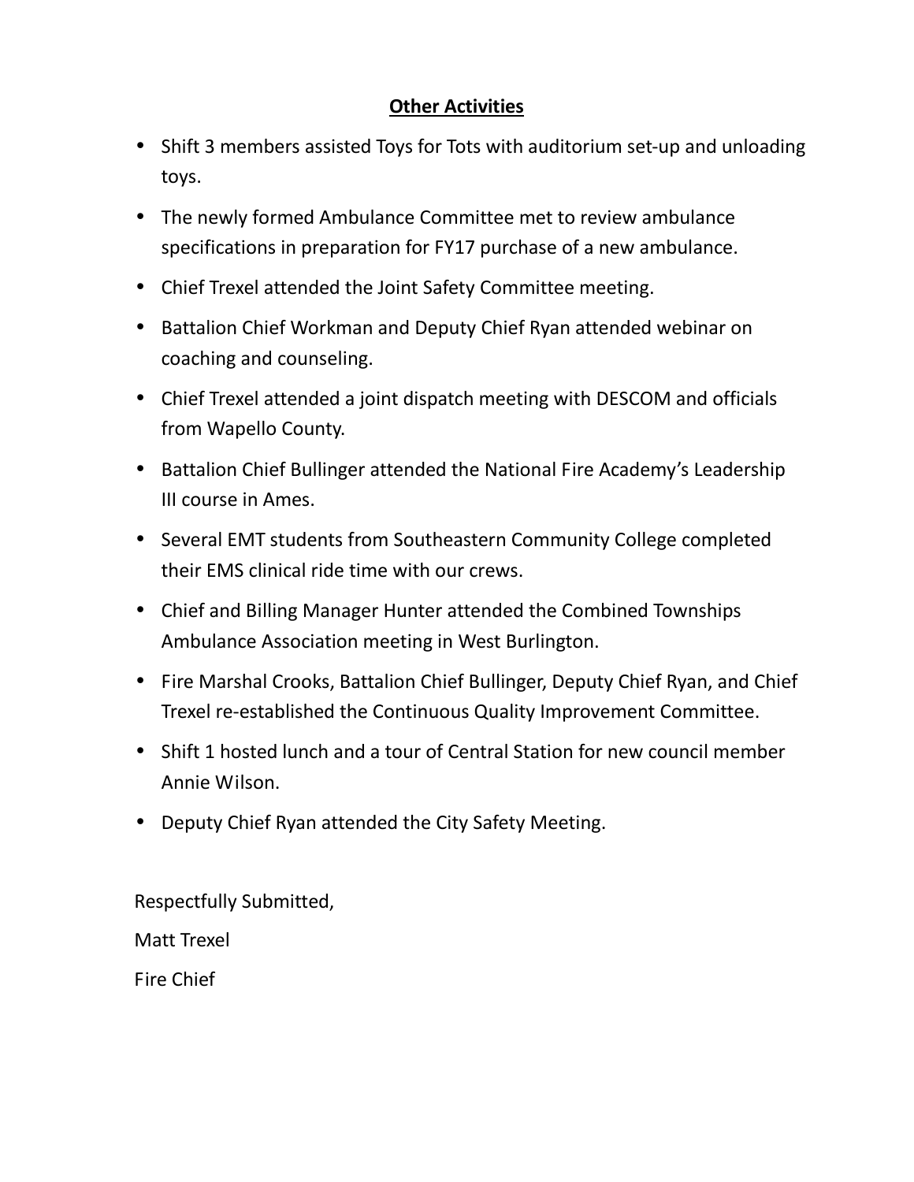## Other Activities

- Shift 3 members assisted Toys for Tots with auditorium set-up and unloading toys.
- The newly formed Ambulance Committee met to review ambulance specifications in preparation for FY17 purchase of a new ambulance.
- Chief Trexel attended the Joint Safety Committee meeting.
- Battalion Chief Workman and Deputy Chief Ryan attended webinar on coaching and counseling.
- Chief Trexel attended a joint dispatch meeting with DESCOM and officials from Wapello County.
- Battalion Chief Bullinger attended the National Fire Academy's Leadership III course in Ames.
- Several EMT students from Southeastern Community College completed their EMS clinical ride time with our crews.
- Chief and Billing Manager Hunter attended the Combined Townships Ambulance Association meeting in West Burlington.
- Fire Marshal Crooks, Battalion Chief Bullinger, Deputy Chief Ryan, and Chief Trexel re-established the Continuous Quality Improvement Committee.
- Shift 1 hosted lunch and a tour of Central Station for new council member Annie Wilson.
- Deputy Chief Ryan attended the City Safety Meeting.

Respectfully Submitted,

Matt Trexel

Fire Chief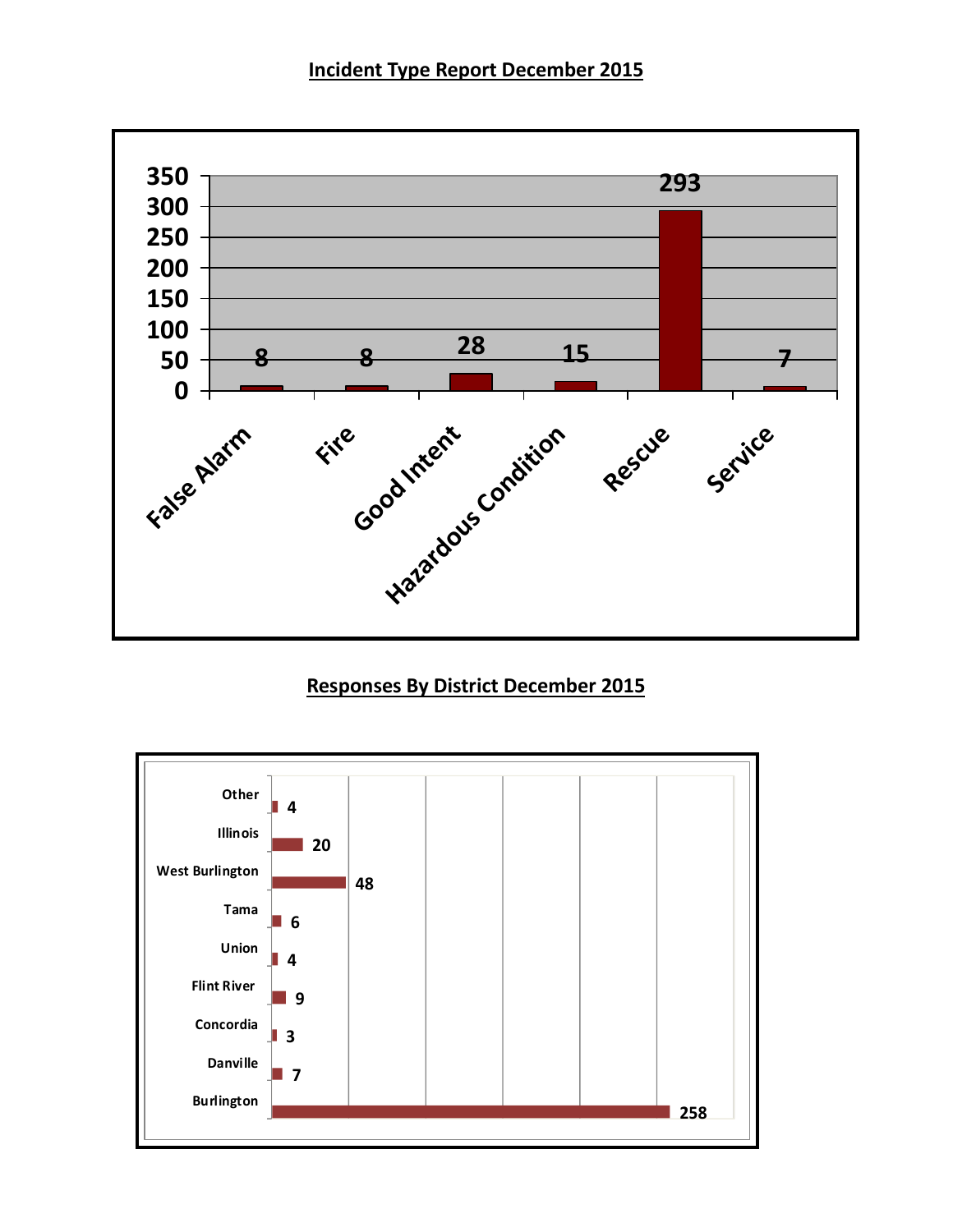## Incident Type Report December 2015

| Incident Type | Count |
|---|---|
| False Alarm | 8 |
| Fire | 8 |
| Good Intent | 28 |
| Hazardous Condition | 15 |
| Rescue | 293 |
| Service | 7 |

## Responses By District December 2015

| District | Responses |
|---|---|
| Other | 4 |
| Illinois | 20 |
| West Burlington | 48 |
| Tama | 6 |
| Union | 4 |
| Flint River | 9 |
| Concordia | 3 |
| Danville | 7 |
| Burlington | 258 |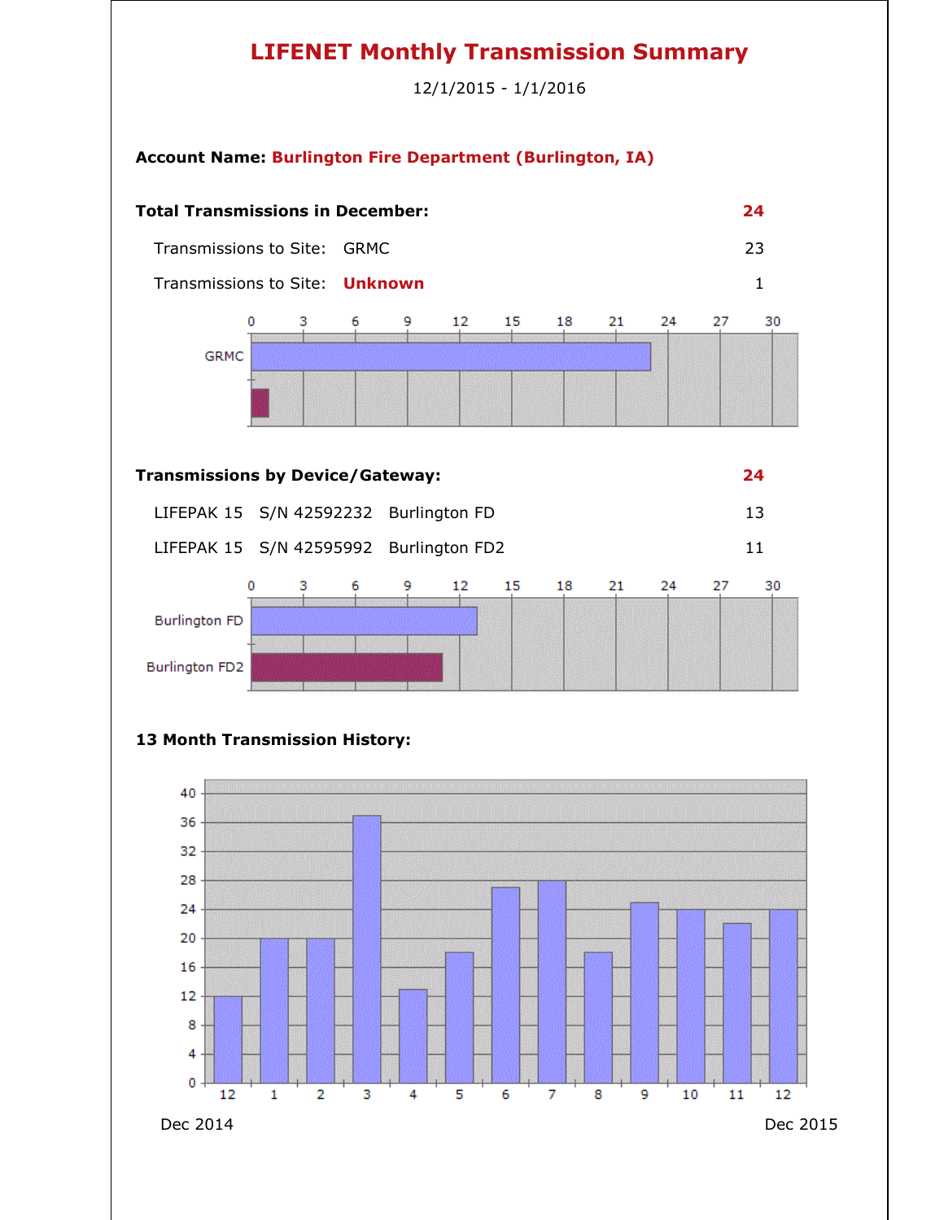# LIFENET Monthly Transmission Summary

12/1/2015 - 1/1/2016

**Account Name:** **Burlington Fire Department (Burlington, IA)**

**Total Transmissions in December:** **24**

| | | |
|---|---|---|
| Transmissions to Site: | GRMC | 23 |
| Transmissions to Site: | **Unknown** | 1 |

**Transmissions by Device/Gateway:** **24**

| | | | |
|---|---|---|---|
| LIFEPAK 15 | S/N 42592232 | Burlington FD | 13 |
| LIFEPAK 15 | S/N 42595992 | Burlington FD2 | 11 |

**13 Month Transmission History:**

Dec 2014 — Dec 2015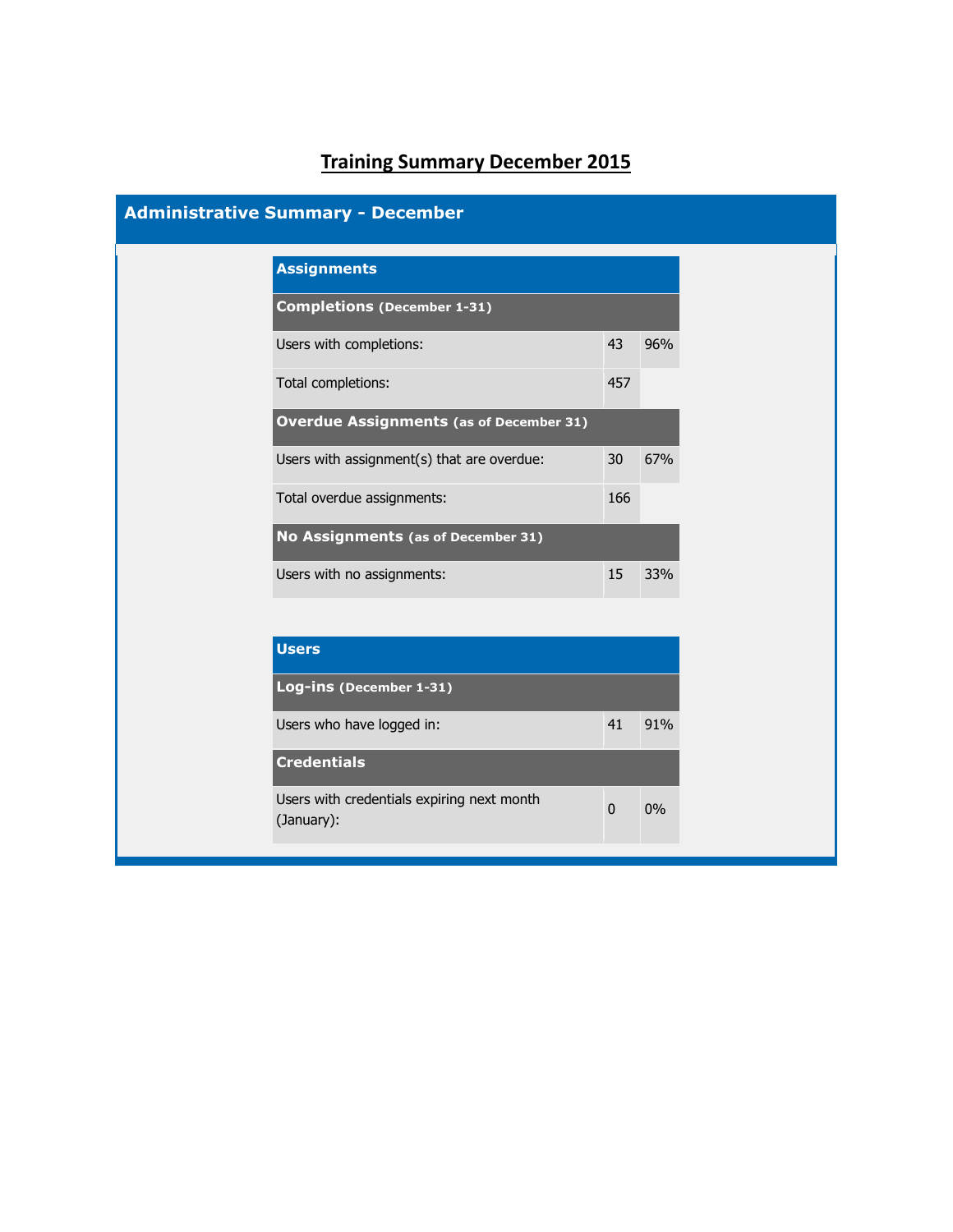# Training Summary December 2015

## Administrative Summary - December

### Assignments

| | | |
|---|---|---|
| **Completions** (December 1-31) | | |
| Users with completions: | 43 | 96% |
| Total completions: | 457 | |
| **Overdue Assignments** (as of December 31) | | |
| Users with assignment(s) that are overdue: | 30 | 67% |
| Total overdue assignments: | 166 | |
| **No Assignments** (as of December 31) | | |
| Users with no assignments: | 15 | 33% |

### Users

| | | |
|---|---|---|
| **Log-ins** (December 1-31) | | |
| Users who have logged in: | 41 | 91% |
| **Credentials** | | |
| Users with credentials expiring next month (January): | 0 | 0% |